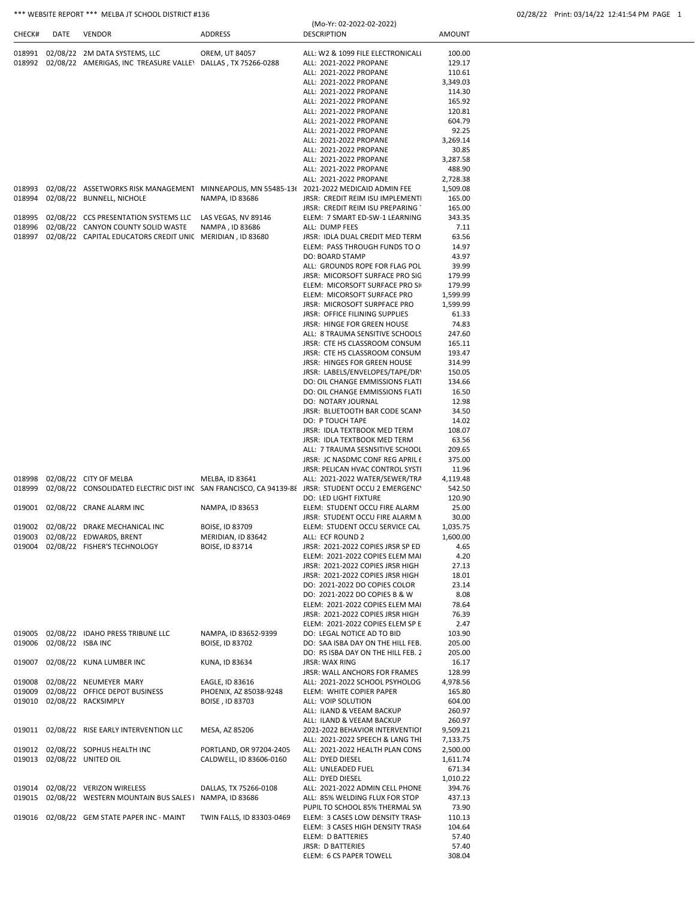*** WEBSITE REPORT *** MELBA JT SCHOOL DISTRICT #136

(Mo-Yr: 02-2022-02-2022)

| CHECK# | DATE | VENDOR | ADDRESS | DESCRIPTION | AMOUNT |
|---|---|---|---|---|---|
| 018991 | 02/08/22 | 2M DATA SYSTEMS, LLC | OREM, UT 84057 | ALL: W2 & 1099 FILE ELECTRONICALI | 100.00 |
| 018992 | 02/08/22 | AMERIGAS, INC TREASURE VALLEY | DALLAS , TX 75266-0288 | ALL: 2021-2022 PROPANE | 129.17 |
| | | | | ALL: 2021-2022 PROPANE | 110.61 |
| | | | | ALL: 2021-2022 PROPANE | 3,349.03 |
| | | | | ALL: 2021-2022 PROPANE | 114.30 |
| | | | | ALL: 2021-2022 PROPANE | 165.92 |
| | | | | ALL: 2021-2022 PROPANE | 120.81 |
| | | | | ALL: 2021-2022 PROPANE | 604.79 |
| | | | | ALL: 2021-2022 PROPANE | 92.25 |
| | | | | ALL: 2021-2022 PROPANE | 3,269.14 |
| | | | | ALL: 2021-2022 PROPANE | 30.85 |
| | | | | ALL: 2021-2022 PROPANE | 3,287.58 |
| | | | | ALL: 2021-2022 PROPANE | 488.90 |
| | | | | ALL: 2021-2022 PROPANE | 2,728.38 |
| 018993 | 02/08/22 | ASSETWORKS RISK MANAGEMENT | MINNEAPOLIS, MN 55485-136 | 2021-2022 MEDICAID ADMIN FEE | 1,509.08 |
| 018994 | 02/08/22 | BUNNELL, NICHOLE | NAMPA, ID 83686 | JRSR: CREDIT REIM ISU IMPLEMENTI | 165.00 |
| | | | | JRSR: CREDIT REIM ISU PREPARING | 165.00 |
| 018995 | 02/08/22 | CCS PRESENTATION SYSTEMS LLC | LAS VEGAS, NV 89146 | ELEM: 7 SMART ED-SW-1 LEARNING | 343.35 |
| 018996 | 02/08/22 | CANYON COUNTY SOLID WASTE | NAMPA , ID 83686 | ALL: DUMP FEES | 7.11 |
| 018997 | 02/08/22 | CAPITAL EDUCATORS CREDIT UNIO | MERIDIAN , ID 83680 | JRSR: IDLA DUAL CREDIT MED TERM | 63.56 |
| | | | | ELEM: PASS THROUGH FUNDS TO O | 14.97 |
| | | | | DO: BOARD STAMP | 43.97 |
| | | | | ALL: GROUNDS ROPE FOR FLAG POL | 39.99 |
| | | | | JRSR: MICORSOFT SURFACE PRO SIG | 179.99 |
| | | | | ELEM: MICORSOFT SURFACE PRO SI | 179.99 |
| | | | | ELEM: MICORSOFT SURFACE PRO | 1,599.99 |
| | | | | JRSR: MICROSOFT SURPFACE PRO | 1,599.99 |
| | | | | JRSR: OFFICE FILINING SUPPLIES | 61.33 |
| | | | | JRSR: HINGE FOR GREEN HOUSE | 74.83 |
| | | | | ALL: 8 TRAUMA SENSITIVE SCHOOLS | 247.60 |
| | | | | JRSR: CTE HS CLASSROOM CONSUM | 165.11 |
| | | | | JRSR: CTE HS CLASSROOM CONSUM | 193.47 |
| | | | | JRSR: HINGES FOR GREEN HOUSE | 314.99 |
| | | | | JRSR: LABELS/ENVELOPES/TAPE/DRY | 150.05 |
| | | | | DO: OIL CHANGE EMMISSIONS FLATI | 134.66 |
| | | | | DO: OIL CHANGE EMMISSIONS FLATI | 16.50 |
| | | | | DO: NOTARY JOURNAL | 12.98 |
| | | | | JRSR: BLUETOOTH BAR CODE SCANN | 34.50 |
| | | | | DO: P TOUCH TAPE | 14.02 |
| | | | | JRSR: IDLA TEXTBOOK MED TERM | 108.07 |
| | | | | JRSR: IDLA TEXTBOOK MED TERM | 63.56 |
| | | | | ALL: 7 TRAUMA SESNSITIVE SCHOOL | 209.65 |
| | | | | JRSR: JC NASDMC CONF REG APRIL 6 | 375.00 |
| | | | | JRSR: PELICAN HVAC CONTROL SYSTI | 11.96 |
| 018998 | 02/08/22 | CITY OF MELBA | MELBA, ID 83641 | ALL: 2021-2022 WATER/SEWER/TRA | 4,119.48 |
| 018999 | 02/08/22 | CONSOLIDATED ELECTRIC DIST INC | SAN FRANCISCO, CA 94139-88 | JRSR: STUDENT OCCU 2 EMERGENCY | 542.50 |
| | | | | DO: LED LIGHT FIXTURE | 120.90 |
| 019001 | 02/08/22 | CRANE ALARM INC | NAMPA, ID 83653 | ELEM: STUDENT OCCU FIRE ALARM | 25.00 |
| | | | | JRSR: STUDENT OCCU FIRE ALARM M | 30.00 |
| 019002 | 02/08/22 | DRAKE MECHANICAL INC | BOISE, ID 83709 | ELEM: STUDENT OCCU SERVICE CAL | 1,035.75 |
| 019003 | 02/08/22 | EDWARDS, BRENT | MERIDIAN, ID 83642 | ALL: ECF ROUND 2 | 1,600.00 |
| 019004 | 02/08/22 | FISHER'S TECHNOLOGY | BOISE, ID 83714 | JRSR: 2021-2022 COPIES JRSR SP ED | 4.65 |
| | | | | ELEM: 2021-2022 COPIES ELEM MAI | 4.20 |
| | | | | JRSR: 2021-2022 COPIES JRSR HIGH | 27.13 |
| | | | | JRSR: 2021-2022 COPIES JRSR HIGH | 18.01 |
| | | | | DO: 2021-2022 DO COPIES COLOR | 23.14 |
| | | | | DO: 2021-2022 DO COPIES B & W | 8.08 |
| | | | | ELEM: 2021-2022 COPIES ELEM MAI | 78.64 |
| | | | | JRSR: 2021-2022 COPIES JRSR HIGH | 76.39 |
| | | | | ELEM: 2021-2022 COPIES ELEM SP E | 2.47 |
| 019005 | 02/08/22 | IDAHO PRESS TRIBUNE LLC | NAMPA, ID 83652-9399 | DO: LEGAL NOTICE AD TO BID | 103.90 |
| 019006 | 02/08/22 | ISBA INC | BOISE, ID 83702 | DO: SAA ISBA DAY ON THE HILL FEB. | 205.00 |
| | | | | DO: RS ISBA DAY ON THE HILL FEB. 2 | 205.00 |
| 019007 | 02/08/22 | KUNA LUMBER INC | KUNA, ID 83634 | JRSR: WAX RING | 16.17 |
| | | | | JRSR: WALL ANCHORS FOR FRAMES | 128.99 |
| 019008 | 02/08/22 | NEUMEYER MARY | EAGLE, ID 83616 | ALL: 2021-2022 SCHOOL PSYHOLOG | 4,978.56 |
| 019009 | 02/08/22 | OFFICE DEPOT BUSINESS | PHOENIX, AZ 85038-9248 | ELEM: WHITE COPIER PAPER | 165.80 |
| 019010 | 02/08/22 | RACKSIMPLY | BOISE , ID 83703 | ALL: VOIP SOLUTION | 604.00 |
| | | | | ALL: ILAND & VEEAM BACKUP | 260.97 |
| | | | | ALL: ILAND & VEEAM BACKUP | 260.97 |
| 019011 | 02/08/22 | RISE EARLY INTERVENTION LLC | MESA, AZ 85206 | 2021-2022 BEHAVIOR INTERVENTIOI | 9,509.21 |
| | | | | ALL: 2021-2022 SPEECH & LANG THE | 7,133.75 |
| 019012 | 02/08/22 | SOPHUS HEALTH INC | PORTLAND, OR 97204-2405 | ALL: 2021-2022 HEALTH PLAN CONS | 2,500.00 |
| 019013 | 02/08/22 | UNITED OIL | CALDWELL, ID 83606-0160 | ALL: DYED DIESEL | 1,611.74 |
| | | | | ALL: UNLEADED FUEL | 671.34 |
| | | | | ALL: DYED DIESEL | 1,010.22 |
| 019014 | 02/08/22 | VERIZON WIRELESS | DALLAS, TX 75266-0108 | ALL: 2021-2022 ADMIN CELL PHONE | 394.76 |
| 019015 | 02/08/22 | WESTERN MOUNTAIN BUS SALES I | NAMPA, ID 83686 | ALL: 85% WELDING FLUX FOR STOP | 437.13 |
| | | | | PUPIL TO SCHOOL 85% THERMAL SW | 73.90 |
| 019016 | 02/08/22 | GEM STATE PAPER INC - MAINT | TWIN FALLS, ID 83303-0469 | ELEM: 3 CASES LOW DENSITY TRASH | 110.13 |
| | | | | ELEM: 3 CASES HIGH DENSITY TRASH | 104.64 |
| | | | | ELEM: D BATTERIES | 57.40 |
| | | | | JRSR: D BATTERIES | 57.40 |
| | | | | ELEM: 6 CS PAPER TOWELL | 308.04 |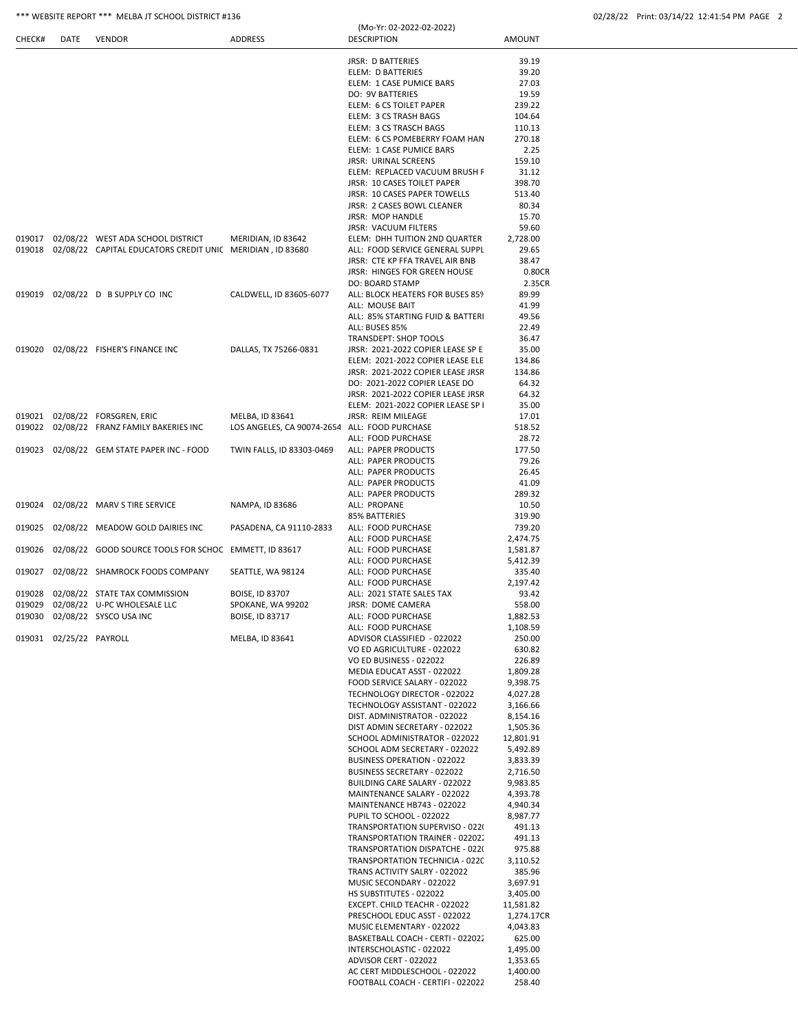| CHECK# | DATE | VENDOR | ADDRESS | DESCRIPTION | AMOUNT |
|---|---|---|---|---|---|
| | | | | JRSR: D BATTERIES | 39.19 |
| | | | | ELEM: D BATTERIES | 39.20 |
| | | | | ELEM: 1 CASE PUMICE BARS | 27.03 |
| | | | | DO: 9V BATTERIES | 19.59 |
| | | | | ELEM: 6 CS TOILET PAPER | 239.22 |
| | | | | ELEM: 3 CS TRASH BAGS | 104.64 |
| | | | | ELEM: 3 CS TRASCH BAGS | 110.13 |
| | | | | ELEM: 6 CS POMEBERRY FOAM HAN | 270.18 |
| | | | | ELEM: 1 CASE PUMICE BARS | 2.25 |
| | | | | JRSR: URINAL SCREENS | 159.10 |
| | | | | ELEM: REPLACED VACUUM BRUSH F | 31.12 |
| | | | | JRSR: 10 CASES TOILET PAPER | 398.70 |
| | | | | JRSR: 10 CASES PAPER TOWELS | 513.40 |
| | | | | JRSR: 2 CASES BOWL CLEANER | 80.34 |
| | | | | JRSR: MOP HANDLE | 15.70 |
| | | | | JRSR: VACUUM FILTERS | 59.60 |
| 019017 | 02/08/22 | WEST ADA SCHOOL DISTRICT | MERIDIAN, ID 83642 | ELEM: DHH TUITION 2ND QUARTER | 2,728.00 |
| 019018 | 02/08/22 | CAPITAL EDUCATORS CREDIT UNIC | MERIDIAN , ID 83680 | ALL: FOOD SERVICE GENERAL SUPPL | 29.65 |
| | | | | JRSR: CTE KP FFA TRAVEL AIR BNB | 38.47 |
| | | | | JRSR: HINGES FOR GREEN HOUSE | 0.80CR |
| | | | | DO: BOARD STAMP | 2.35CR |
| 019019 | 02/08/22 | D B SUPPLY CO INC | CALDWELL, ID 83605-6077 | ALL: BLOCK HEATERS FOR BUSES 859 | 89.99 |
| | | | | ALL: MOUSE BAIT | 41.99 |
| | | | | ALL: 85% STARTING FUID & BATTERI | 49.56 |
| | | | | ALL: BUSES 85% | 22.49 |
| | | | | TRANSDEPT: SHOP TOOLS | 36.47 |
| 019020 | 02/08/22 | FISHER'S FINANCE INC | DALLAS, TX 75266-0831 | JRSR: 2021-2022 COPIER LEASE SP E | 35.00 |
| | | | | ELEM: 2021-2022 COPIER LEASE ELE | 134.86 |
| | | | | JRSR: 2021-2022 COPIER LEASE JRSR | 134.86 |
| | | | | DO: 2021-2022 COPIER LEASE DO | 64.32 |
| | | | | JRSR: 2021-2022 COPIER LEASE JRSR | 64.32 |
| | | | | ELEM: 2021-2022 COPIER LEASE SP I | 35.00 |
| 019021 | 02/08/22 | FORSGREN, ERIC | MELBA, ID 83641 | JRSR: REIM MILEAGE | 17.01 |
| 019022 | 02/08/22 | FRANZ FAMILY BAKERIES INC | LOS ANGELES, CA 90074-2654 | ALL: FOOD PURCHASE | 518.52 |
| | | | | ALL: FOOD PURCHASE | 28.72 |
| 019023 | 02/08/22 | GEM STATE PAPER INC - FOOD | TWIN FALLS, ID 83303-0469 | ALL: PAPER PRODUCTS | 177.50 |
| | | | | ALL: PAPER PRODUCTS | 79.26 |
| | | | | ALL: PAPER PRODUCTS | 26.45 |
| | | | | ALL: PAPER PRODUCTS | 41.09 |
| | | | | ALL: PAPER PRODUCTS | 289.32 |
| 019024 | 02/08/22 | MARV S TIRE SERVICE | NAMPA, ID 83686 | ALL: PROPANE | 10.50 |
| | | | | 85% BATTERIES | 319.90 |
| 019025 | 02/08/22 | MEADOW GOLD DAIRIES INC | PASADENA, CA 91110-2833 | ALL: FOOD PURCHASE | 739.20 |
| | | | | ALL: FOOD PURCHASE | 2,474.75 |
| 019026 | 02/08/22 | GOOD SOURCE TOOLS FOR SCHOC | EMMETT, ID 83617 | ALL: FOOD PURCHASE | 1,581.87 |
| | | | | ALL: FOOD PURCHASE | 5,412.39 |
| 019027 | 02/08/22 | SHAMROCK FOODS COMPANY | SEATTLE, WA 98124 | ALL: FOOD PURCHASE | 335.40 |
| | | | | ALL: FOOD PURCHASE | 2,197.42 |
| 019028 | 02/08/22 | STATE TAX COMMISSION | BOISE, ID 83707 | ALL: 2021 STATE SALES TAX | 93.42 |
| 019029 | 02/08/22 | U-PC WHOLESALE LLC | SPOKANE, WA 99202 | JRSR: DOME CAMERA | 558.00 |
| 019030 | 02/08/22 | SYSCO USA INC | BOISE, ID 83717 | ALL: FOOD PURCHASE | 1,882.53 |
| | | | | ALL: FOOD PURCHASE | 1,108.59 |
| 019031 | 02/25/22 | PAYROLL | MELBA, ID 83641 | ADVISOR CLASSIFIED - 022022 | 250.00 |
| | | | | VO ED AGRICULTURE - 022022 | 630.82 |
| | | | | VO ED BUSINESS - 022022 | 226.89 |
| | | | | MEDIA EDUCAT ASST - 022022 | 1,809.28 |
| | | | | FOOD SERVICE SALARY - 022022 | 9,398.75 |
| | | | | TECHNOLOGY DIRECTOR - 022022 | 4,027.28 |
| | | | | TECHNOLOGY ASSISTANT - 022022 | 3,166.66 |
| | | | | DIST. ADMINISTRATOR - 022022 | 8,154.16 |
| | | | | DIST ADMIN SECRETARY - 022022 | 1,505.36 |
| | | | | SCHOOL ADMINISTRATOR - 022022 | 12,801.91 |
| | | | | SCHOOL ADM SECRETARY - 022022 | 5,492.89 |
| | | | | BUSINESS OPERATION - 022022 | 3,833.39 |
| | | | | BUSINESS SECRETARY - 022022 | 2,716.50 |
| | | | | BUILDING CARE SALARY - 022022 | 9,983.85 |
| | | | | MAINTENANCE SALARY - 022022 | 4,393.78 |
| | | | | MAINTENANCE HB743 - 022022 | 4,940.34 |
| | | | | PUPIL TO SCHOOL - 022022 | 8,987.77 |
| | | | | TRANSPORTATION SUPERVISO - 022( | 491.13 |
| | | | | TRANSPORTATION TRAINER - 02202 | 491.13 |
| | | | | TRANSPORTATION DISPATCHE - 022( | 975.88 |
| | | | | TRANSPORTATION TECHNICIA - 022C | 3,110.52 |
| | | | | TRANS ACTIVITY SALRY - 022022 | 385.96 |
| | | | | MUSIC SECONDARY - 022022 | 3,697.91 |
| | | | | HS SUBSTITUTES - 022022 | 3,405.00 |
| | | | | EXCEPT. CHILD TEACHR - 022022 | 11,581.82 |
| | | | | PRESCHOOL EDUC ASST - 022022 | 1,274.17CR |
| | | | | MUSIC ELEMENTARY - 022022 | 4,043.83 |
| | | | | BASKETBALL COACH - CERTI - 022022 | 625.00 |
| | | | | INTERSCHOLASTIC - 022022 | 1,495.00 |
| | | | | ADVISOR CERT - 022022 | 1,353.65 |
| | | | | AC CERT MIDDLESCHOOL - 022022 | 1,400.00 |
| | | | | FOOTBALL COACH - CERTIFI - 022022 | 258.40 |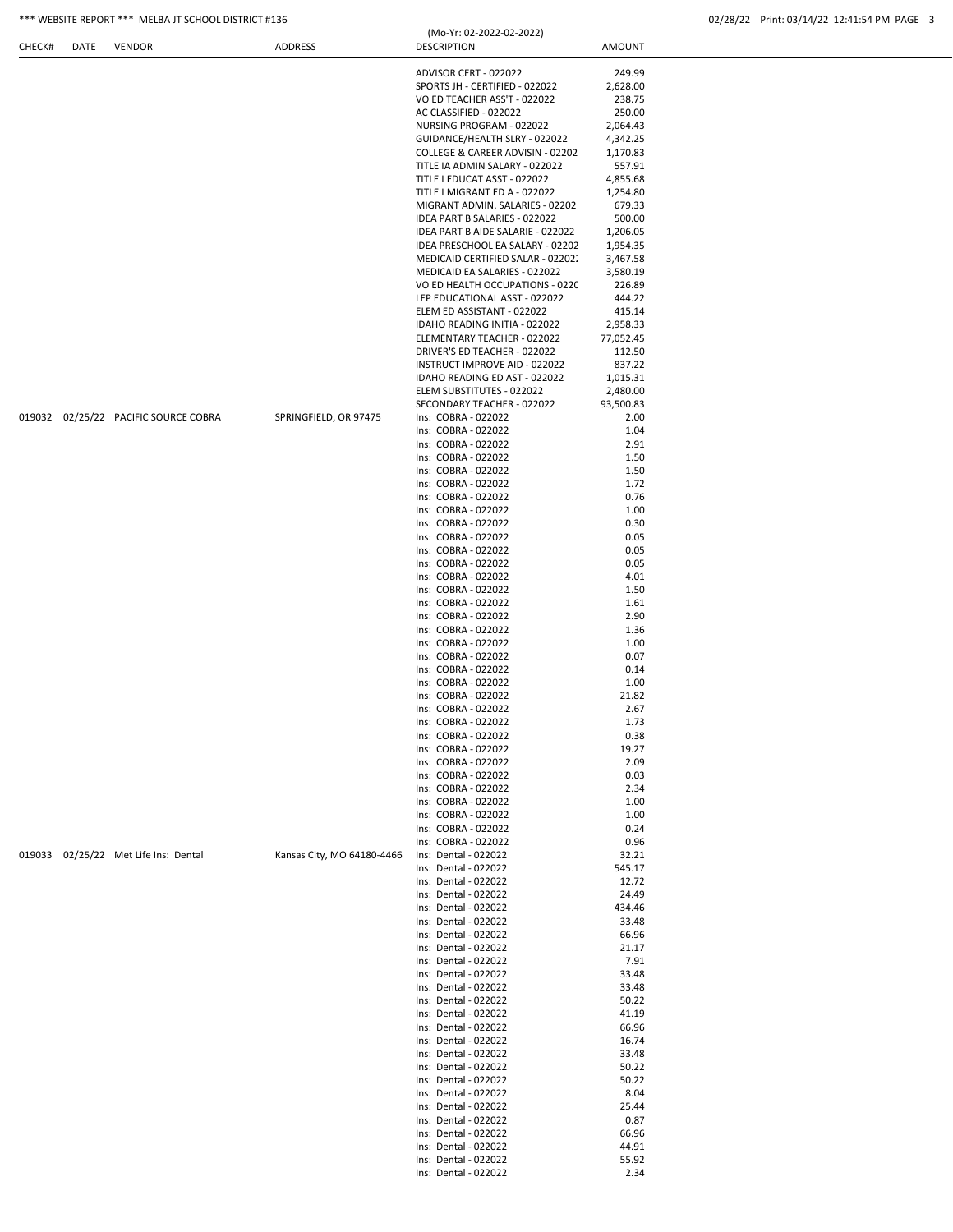| CHECK# | DATE | VENDOR | ADDRESS | DESCRIPTION | AMOUNT |
|---|---|---|---|---|---|
| | | | | ADVISOR CERT - 022022 | 249.99 |
| | | | | SPORTS JH - CERTIFIED - 022022 | 2,628.00 |
| | | | | VO ED TEACHER ASS'T - 022022 | 238.75 |
| | | | | AC CLASSIFIED - 022022 | 250.00 |
| | | | | NURSING PROGRAM - 022022 | 2,064.43 |
| | | | | GUIDANCE/HEALTH SLRY - 022022 | 4,342.25 |
| | | | | COLLEGE & CAREER ADVISIN - 02202 | 1,170.83 |
| | | | | TITLE IA ADMIN SALARY - 022022 | 557.91 |
| | | | | TITLE I EDUCAT ASST - 022022 | 4,855.68 |
| | | | | TITLE I MIGRANT ED A - 022022 | 1,254.80 |
| | | | | MIGRANT ADMIN. SALARIES - 02202 | 679.33 |
| | | | | IDEA PART B SALARIES - 022022 | 500.00 |
| | | | | IDEA PART B AIDE SALARIE - 022022 | 1,206.05 |
| | | | | IDEA PRESCHOOL EA SALARY - 02202 | 1,954.35 |
| | | | | MEDICAID CERTIFIED SALAR - 02202: | 3,467.58 |
| | | | | MEDICAID EA SALARIES - 022022 | 3,580.19 |
| | | | | VO ED HEALTH OCCUPATIONS - 022( | 226.89 |
| | | | | LEP EDUCATIONAL ASST - 022022 | 444.22 |
| | | | | ELEM ED ASSISTANT - 022022 | 415.14 |
| | | | | IDAHO READING INITIA - 022022 | 2,958.33 |
| | | | | ELEMENTARY TEACHER - 022022 | 77,052.45 |
| | | | | DRIVER'S ED TEACHER - 022022 | 112.50 |
| | | | | INSTRUCT IMPROVE AID - 022022 | 837.22 |
| | | | | IDAHO READING ED AST - 022022 | 1,015.31 |
| | | | | ELEM SUBSTITUTES - 022022 | 2,480.00 |
| | | | | SECONDARY TEACHER - 022022 | 93,500.83 |
| 019032 | 02/25/22 | PACIFIC SOURCE COBRA | SPRINGFIELD, OR 97475 | Ins: COBRA - 022022 | 2.00 |
| | | | | Ins: COBRA - 022022 | 1.04 |
| | | | | Ins: COBRA - 022022 | 2.91 |
| | | | | Ins: COBRA - 022022 | 1.50 |
| | | | | Ins: COBRA - 022022 | 1.50 |
| | | | | Ins: COBRA - 022022 | 1.72 |
| | | | | Ins: COBRA - 022022 | 0.76 |
| | | | | Ins: COBRA - 022022 | 1.00 |
| | | | | Ins: COBRA - 022022 | 0.30 |
| | | | | Ins: COBRA - 022022 | 0.05 |
| | | | | Ins: COBRA - 022022 | 0.05 |
| | | | | Ins: COBRA - 022022 | 0.05 |
| | | | | Ins: COBRA - 022022 | 4.01 |
| | | | | Ins: COBRA - 022022 | 1.50 |
| | | | | Ins: COBRA - 022022 | 1.61 |
| | | | | Ins: COBRA - 022022 | 2.90 |
| | | | | Ins: COBRA - 022022 | 1.36 |
| | | | | Ins: COBRA - 022022 | 1.00 |
| | | | | Ins: COBRA - 022022 | 0.07 |
| | | | | Ins: COBRA - 022022 | 0.14 |
| | | | | Ins: COBRA - 022022 | 1.00 |
| | | | | Ins: COBRA - 022022 | 21.82 |
| | | | | Ins: COBRA - 022022 | 2.67 |
| | | | | Ins: COBRA - 022022 | 1.73 |
| | | | | Ins: COBRA - 022022 | 0.38 |
| | | | | Ins: COBRA - 022022 | 19.27 |
| | | | | Ins: COBRA - 022022 | 2.09 |
| | | | | Ins: COBRA - 022022 | 0.03 |
| | | | | Ins: COBRA - 022022 | 2.34 |
| | | | | Ins: COBRA - 022022 | 1.00 |
| | | | | Ins: COBRA - 022022 | 1.00 |
| | | | | Ins: COBRA - 022022 | 0.24 |
| | | | | Ins: COBRA - 022022 | 0.96 |
| 019033 | 02/25/22 | Met Life Ins: Dental | Kansas City, MO 64180-4466 | Ins: Dental - 022022 | 32.21 |
| | | | | Ins: Dental - 022022 | 545.17 |
| | | | | Ins: Dental - 022022 | 12.72 |
| | | | | Ins: Dental - 022022 | 24.49 |
| | | | | Ins: Dental - 022022 | 434.46 |
| | | | | Ins: Dental - 022022 | 33.48 |
| | | | | Ins: Dental - 022022 | 66.96 |
| | | | | Ins: Dental - 022022 | 21.17 |
| | | | | Ins: Dental - 022022 | 7.91 |
| | | | | Ins: Dental - 022022 | 33.48 |
| | | | | Ins: Dental - 022022 | 33.48 |
| | | | | Ins: Dental - 022022 | 50.22 |
| | | | | Ins: Dental - 022022 | 41.19 |
| | | | | Ins: Dental - 022022 | 66.96 |
| | | | | Ins: Dental - 022022 | 16.74 |
| | | | | Ins: Dental - 022022 | 33.48 |
| | | | | Ins: Dental - 022022 | 50.22 |
| | | | | Ins: Dental - 022022 | 50.22 |
| | | | | Ins: Dental - 022022 | 8.04 |
| | | | | Ins: Dental - 022022 | 25.44 |
| | | | | Ins: Dental - 022022 | 0.87 |
| | | | | Ins: Dental - 022022 | 66.96 |
| | | | | Ins: Dental - 022022 | 44.91 |
| | | | | Ins: Dental - 022022 | 55.92 |
| | | | | Ins: Dental - 022022 | 2.34 |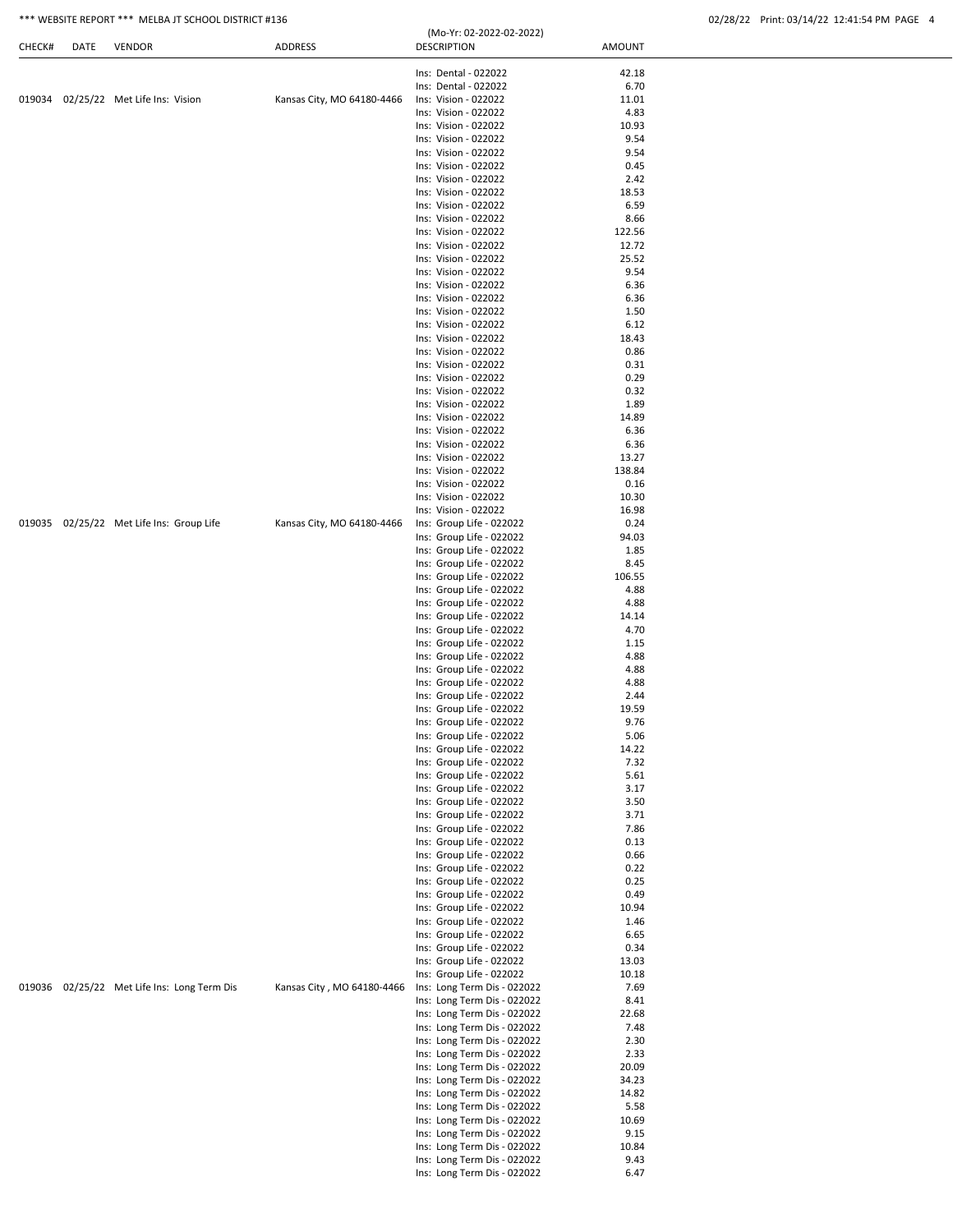*** WEBSITE REPORT *** MELBA JT SCHOOL DISTRICT #136

(Mo-Yr: 02-2022-02-2022)

| CHECK# | DATE | VENDOR | ADDRESS | DESCRIPTION | AMOUNT |
|---|---|---|---|---|---|
| | | | | Ins: Dental - 022022 | 42.18 |
| | | | | Ins: Dental - 022022 | 6.70 |
| 019034 | 02/25/22 | Met Life Ins: Vision | Kansas City, MO 64180-4466 | Ins: Vision - 022022 | 11.01 |
| | | | | Ins: Vision - 022022 | 4.83 |
| | | | | Ins: Vision - 022022 | 10.93 |
| | | | | Ins: Vision - 022022 | 9.54 |
| | | | | Ins: Vision - 022022 | 9.54 |
| | | | | Ins: Vision - 022022 | 0.45 |
| | | | | Ins: Vision - 022022 | 2.42 |
| | | | | Ins: Vision - 022022 | 18.53 |
| | | | | Ins: Vision - 022022 | 6.59 |
| | | | | Ins: Vision - 022022 | 8.66 |
| | | | | Ins: Vision - 022022 | 122.56 |
| | | | | Ins: Vision - 022022 | 12.72 |
| | | | | Ins: Vision - 022022 | 25.52 |
| | | | | Ins: Vision - 022022 | 9.54 |
| | | | | Ins: Vision - 022022 | 6.36 |
| | | | | Ins: Vision - 022022 | 6.36 |
| | | | | Ins: Vision - 022022 | 1.50 |
| | | | | Ins: Vision - 022022 | 6.12 |
| | | | | Ins: Vision - 022022 | 18.43 |
| | | | | Ins: Vision - 022022 | 0.86 |
| | | | | Ins: Vision - 022022 | 0.31 |
| | | | | Ins: Vision - 022022 | 0.29 |
| | | | | Ins: Vision - 022022 | 0.32 |
| | | | | Ins: Vision - 022022 | 1.89 |
| | | | | Ins: Vision - 022022 | 14.89 |
| | | | | Ins: Vision - 022022 | 6.36 |
| | | | | Ins: Vision - 022022 | 6.36 |
| | | | | Ins: Vision - 022022 | 13.27 |
| | | | | Ins: Vision - 022022 | 138.84 |
| | | | | Ins: Vision - 022022 | 0.16 |
| | | | | Ins: Vision - 022022 | 10.30 |
| | | | | Ins: Vision - 022022 | 16.98 |
| 019035 | 02/25/22 | Met Life Ins: Group Life | Kansas City, MO 64180-4466 | Ins: Group Life - 022022 | 0.24 |
| | | | | Ins: Group Life - 022022 | 94.03 |
| | | | | Ins: Group Life - 022022 | 1.85 |
| | | | | Ins: Group Life - 022022 | 8.45 |
| | | | | Ins: Group Life - 022022 | 106.55 |
| | | | | Ins: Group Life - 022022 | 4.88 |
| | | | | Ins: Group Life - 022022 | 4.88 |
| | | | | Ins: Group Life - 022022 | 14.14 |
| | | | | Ins: Group Life - 022022 | 4.70 |
| | | | | Ins: Group Life - 022022 | 1.15 |
| | | | | Ins: Group Life - 022022 | 4.88 |
| | | | | Ins: Group Life - 022022 | 4.88 |
| | | | | Ins: Group Life - 022022 | 4.88 |
| | | | | Ins: Group Life - 022022 | 2.44 |
| | | | | Ins: Group Life - 022022 | 19.59 |
| | | | | Ins: Group Life - 022022 | 9.76 |
| | | | | Ins: Group Life - 022022 | 5.06 |
| | | | | Ins: Group Life - 022022 | 14.22 |
| | | | | Ins: Group Life - 022022 | 7.32 |
| | | | | Ins: Group Life - 022022 | 5.61 |
| | | | | Ins: Group Life - 022022 | 3.17 |
| | | | | Ins: Group Life - 022022 | 3.50 |
| | | | | Ins: Group Life - 022022 | 3.71 |
| | | | | Ins: Group Life - 022022 | 7.86 |
| | | | | Ins: Group Life - 022022 | 0.13 |
| | | | | Ins: Group Life - 022022 | 0.66 |
| | | | | Ins: Group Life - 022022 | 0.22 |
| | | | | Ins: Group Life - 022022 | 0.25 |
| | | | | Ins: Group Life - 022022 | 0.49 |
| | | | | Ins: Group Life - 022022 | 10.94 |
| | | | | Ins: Group Life - 022022 | 1.46 |
| | | | | Ins: Group Life - 022022 | 6.65 |
| | | | | Ins: Group Life - 022022 | 0.34 |
| | | | | Ins: Group Life - 022022 | 13.03 |
| | | | | Ins: Group Life - 022022 | 10.18 |
| 019036 | 02/25/22 | Met Life Ins: Long Term Dis | Kansas City , MO 64180-4466 | Ins: Long Term Dis - 022022 | 7.69 |
| | | | | Ins: Long Term Dis - 022022 | 8.41 |
| | | | | Ins: Long Term Dis - 022022 | 22.68 |
| | | | | Ins: Long Term Dis - 022022 | 7.48 |
| | | | | Ins: Long Term Dis - 022022 | 2.30 |
| | | | | Ins: Long Term Dis - 022022 | 2.33 |
| | | | | Ins: Long Term Dis - 022022 | 20.09 |
| | | | | Ins: Long Term Dis - 022022 | 34.23 |
| | | | | Ins: Long Term Dis - 022022 | 14.82 |
| | | | | Ins: Long Term Dis - 022022 | 5.58 |
| | | | | Ins: Long Term Dis - 022022 | 10.69 |
| | | | | Ins: Long Term Dis - 022022 | 9.15 |
| | | | | Ins: Long Term Dis - 022022 | 10.84 |
| | | | | Ins: Long Term Dis - 022022 | 9.43 |
| | | | | Ins: Long Term Dis - 022022 | 6.47 |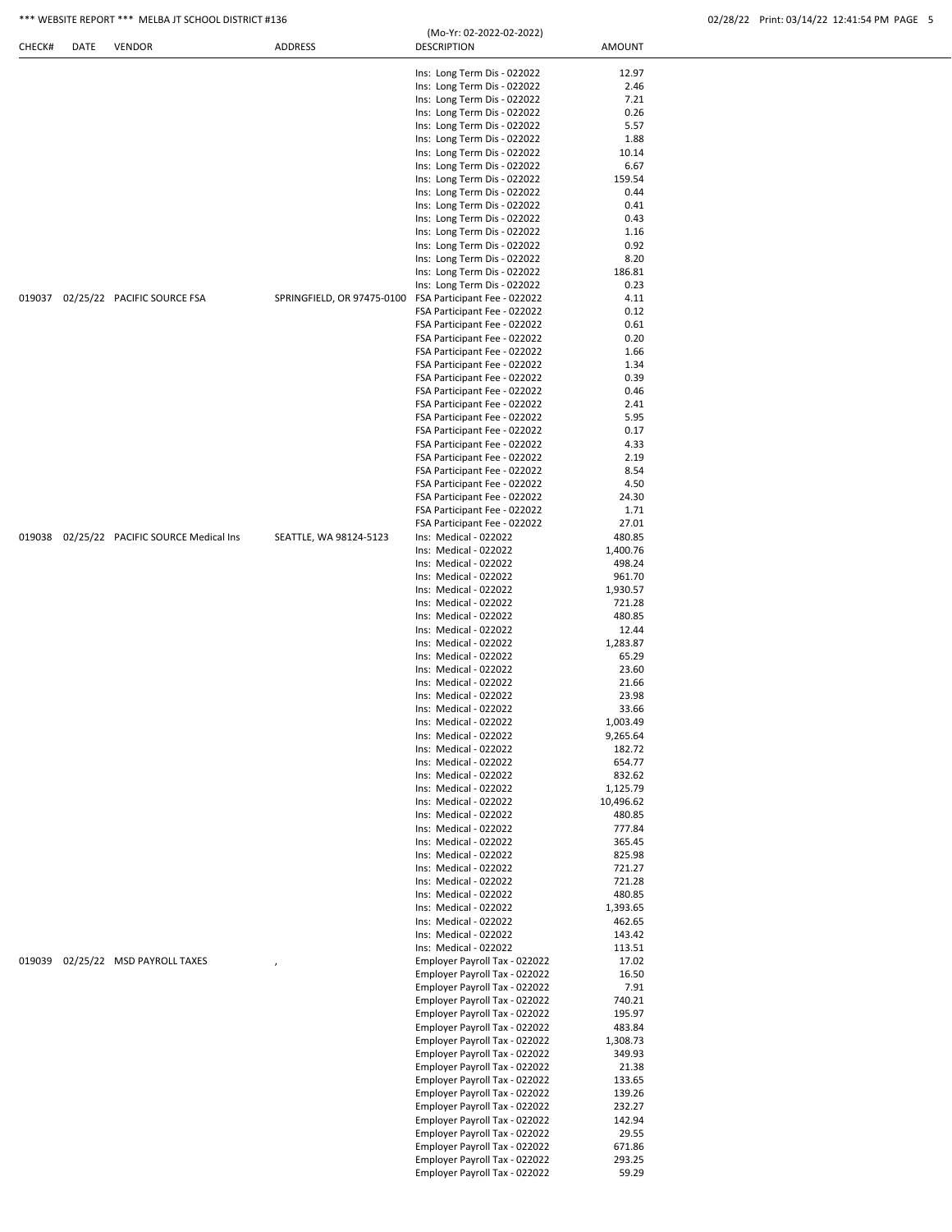| CHECK# | DATE | VENDOR | ADDRESS | (Mo-Yr: 02-2022-02-2022) DESCRIPTION | AMOUNT |
|---|---|---|---|---|---|
| | | | | Ins: Long Term Dis - 022022 | 12.97 |
| | | | | Ins: Long Term Dis - 022022 | 2.46 |
| | | | | Ins: Long Term Dis - 022022 | 7.21 |
| | | | | Ins: Long Term Dis - 022022 | 0.26 |
| | | | | Ins: Long Term Dis - 022022 | 5.57 |
| | | | | Ins: Long Term Dis - 022022 | 1.88 |
| | | | | Ins: Long Term Dis - 022022 | 10.14 |
| | | | | Ins: Long Term Dis - 022022 | 6.67 |
| | | | | Ins: Long Term Dis - 022022 | 159.54 |
| | | | | Ins: Long Term Dis - 022022 | 0.44 |
| | | | | Ins: Long Term Dis - 022022 | 0.41 |
| | | | | Ins: Long Term Dis - 022022 | 0.43 |
| | | | | Ins: Long Term Dis - 022022 | 1.16 |
| | | | | Ins: Long Term Dis - 022022 | 0.92 |
| | | | | Ins: Long Term Dis - 022022 | 8.20 |
| | | | | Ins: Long Term Dis - 022022 | 186.81 |
| | | | | Ins: Long Term Dis - 022022 | 0.23 |
| 019037 | 02/25/22 | PACIFIC SOURCE FSA | SPRINGFIELD, OR 97475-0100 | FSA Participant Fee - 022022 | 4.11 |
| | | | | FSA Participant Fee - 022022 | 0.12 |
| | | | | FSA Participant Fee - 022022 | 0.61 |
| | | | | FSA Participant Fee - 022022 | 0.20 |
| | | | | FSA Participant Fee - 022022 | 1.66 |
| | | | | FSA Participant Fee - 022022 | 1.34 |
| | | | | FSA Participant Fee - 022022 | 0.39 |
| | | | | FSA Participant Fee - 022022 | 0.46 |
| | | | | FSA Participant Fee - 022022 | 2.41 |
| | | | | FSA Participant Fee - 022022 | 5.95 |
| | | | | FSA Participant Fee - 022022 | 0.17 |
| | | | | FSA Participant Fee - 022022 | 4.33 |
| | | | | FSA Participant Fee - 022022 | 2.19 |
| | | | | FSA Participant Fee - 022022 | 8.54 |
| | | | | FSA Participant Fee - 022022 | 4.50 |
| | | | | FSA Participant Fee - 022022 | 24.30 |
| | | | | FSA Participant Fee - 022022 | 1.71 |
| | | | | FSA Participant Fee - 022022 | 27.01 |
| 019038 | 02/25/22 | PACIFIC SOURCE Medical Ins | SEATTLE, WA 98124-5123 | Ins: Medical - 022022 | 480.85 |
| | | | | Ins: Medical - 022022 | 1,400.76 |
| | | | | Ins: Medical - 022022 | 498.24 |
| | | | | Ins: Medical - 022022 | 961.70 |
| | | | | Ins: Medical - 022022 | 1,930.57 |
| | | | | Ins: Medical - 022022 | 721.28 |
| | | | | Ins: Medical - 022022 | 480.85 |
| | | | | Ins: Medical - 022022 | 12.44 |
| | | | | Ins: Medical - 022022 | 1,283.87 |
| | | | | Ins: Medical - 022022 | 65.29 |
| | | | | Ins: Medical - 022022 | 23.60 |
| | | | | Ins: Medical - 022022 | 21.66 |
| | | | | Ins: Medical - 022022 | 23.98 |
| | | | | Ins: Medical - 022022 | 33.66 |
| | | | | Ins: Medical - 022022 | 1,003.49 |
| | | | | Ins: Medical - 022022 | 9,265.64 |
| | | | | Ins: Medical - 022022 | 182.72 |
| | | | | Ins: Medical - 022022 | 654.77 |
| | | | | Ins: Medical - 022022 | 832.62 |
| | | | | Ins: Medical - 022022 | 1,125.79 |
| | | | | Ins: Medical - 022022 | 10,496.62 |
| | | | | Ins: Medical - 022022 | 480.85 |
| | | | | Ins: Medical - 022022 | 777.84 |
| | | | | Ins: Medical - 022022 | 365.45 |
| | | | | Ins: Medical - 022022 | 825.98 |
| | | | | Ins: Medical - 022022 | 721.27 |
| | | | | Ins: Medical - 022022 | 721.28 |
| | | | | Ins: Medical - 022022 | 480.85 |
| | | | | Ins: Medical - 022022 | 1,393.65 |
| | | | | Ins: Medical - 022022 | 462.65 |
| | | | | Ins: Medical - 022022 | 143.42 |
| | | | | Ins: Medical - 022022 | 113.51 |
| 019039 | 02/25/22 | MSD PAYROLL TAXES | , | Employer Payroll Tax - 022022 | 17.02 |
| | | | | Employer Payroll Tax - 022022 | 16.50 |
| | | | | Employer Payroll Tax - 022022 | 7.91 |
| | | | | Employer Payroll Tax - 022022 | 740.21 |
| | | | | Employer Payroll Tax - 022022 | 195.97 |
| | | | | Employer Payroll Tax - 022022 | 483.84 |
| | | | | Employer Payroll Tax - 022022 | 1,308.73 |
| | | | | Employer Payroll Tax - 022022 | 349.93 |
| | | | | Employer Payroll Tax - 022022 | 21.38 |
| | | | | Employer Payroll Tax - 022022 | 133.65 |
| | | | | Employer Payroll Tax - 022022 | 139.26 |
| | | | | Employer Payroll Tax - 022022 | 232.27 |
| | | | | Employer Payroll Tax - 022022 | 142.94 |
| | | | | Employer Payroll Tax - 022022 | 29.55 |
| | | | | Employer Payroll Tax - 022022 | 671.86 |
| | | | | Employer Payroll Tax - 022022 | 293.25 |
| | | | | Employer Payroll Tax - 022022 | 59.29 |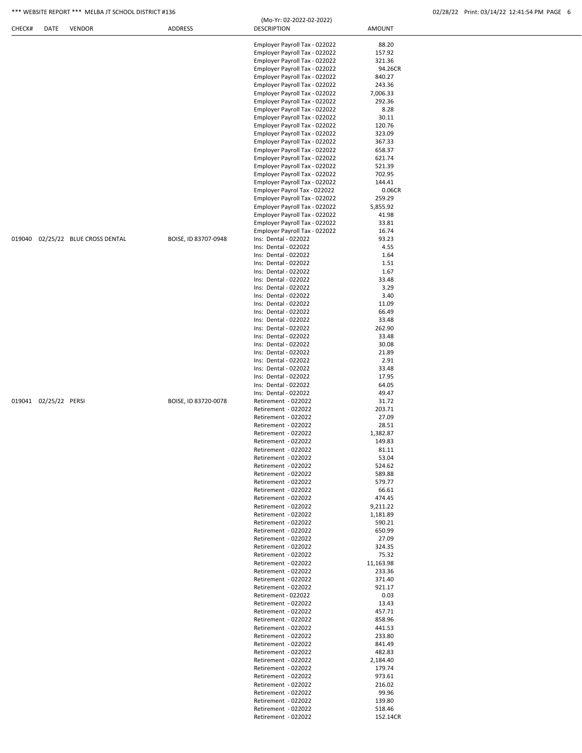| CHECK# | DATE | VENDOR | ADDRESS | DESCRIPTION | AMOUNT |
|---|---|---|---|---|---|
| | | | | Employer Payroll Tax - 022022 | 88.20 |
| | | | | Employer Payroll Tax - 022022 | 157.92 |
| | | | | Employer Payroll Tax - 022022 | 321.36 |
| | | | | Employer Payroll Tax - 022022 | 94.26CR |
| | | | | Employer Payroll Tax - 022022 | 840.27 |
| | | | | Employer Payroll Tax - 022022 | 243.36 |
| | | | | Employer Payroll Tax - 022022 | 7,006.33 |
| | | | | Employer Payroll Tax - 022022 | 292.36 |
| | | | | Employer Payroll Tax - 022022 | 8.28 |
| | | | | Employer Payroll Tax - 022022 | 30.11 |
| | | | | Employer Payroll Tax - 022022 | 120.76 |
| | | | | Employer Payroll Tax - 022022 | 323.09 |
| | | | | Employer Payroll Tax - 022022 | 367.33 |
| | | | | Employer Payroll Tax - 022022 | 658.37 |
| | | | | Employer Payroll Tax - 022022 | 621.74 |
| | | | | Employer Payroll Tax - 022022 | 521.39 |
| | | | | Employer Payroll Tax - 022022 | 702.95 |
| | | | | Employer Payroll Tax - 022022 | 144.41 |
| | | | | Employer Payrol Tax - 022022 | 0.06CR |
| | | | | Employer Payroll Tax - 022022 | 259.29 |
| | | | | Employer Payroll Tax - 022022 | 5,855.92 |
| | | | | Employer Payroll Tax - 022022 | 41.98 |
| | | | | Employer Payroll Tax - 022022 | 33.81 |
| | | | | Employer Payroll Tax - 022022 | 16.74 |
| 019040 | 02/25/22 | BLUE CROSS DENTAL | BOISE, ID 83707-0948 | Ins: Dental - 022022 | 93.23 |
| | | | | Ins: Dental - 022022 | 4.55 |
| | | | | Ins: Dental - 022022 | 1.64 |
| | | | | Ins: Dental - 022022 | 1.51 |
| | | | | Ins: Dental - 022022 | 1.67 |
| | | | | Ins: Dental - 022022 | 33.48 |
| | | | | Ins: Dental - 022022 | 3.29 |
| | | | | Ins: Dental - 022022 | 3.40 |
| | | | | Ins: Dental - 022022 | 11.09 |
| | | | | Ins: Dental - 022022 | 66.49 |
| | | | | Ins: Dental - 022022 | 33.48 |
| | | | | Ins: Dental - 022022 | 262.90 |
| | | | | Ins: Dental - 022022 | 33.48 |
| | | | | Ins: Dental - 022022 | 30.08 |
| | | | | Ins: Dental - 022022 | 21.89 |
| | | | | Ins: Dental - 022022 | 2.91 |
| | | | | Ins: Dental - 022022 | 33.48 |
| | | | | Ins: Dental - 022022 | 17.95 |
| | | | | Ins: Dental - 022022 | 64.05 |
| | | | | Ins: Dental - 022022 | 49.47 |
| 019041 | 02/25/22 | PERSI | BOISE, ID 83720-0078 | Retirement - 022022 | 31.72 |
| | | | | Retirement - 022022 | 203.71 |
| | | | | Retirement - 022022 | 27.09 |
| | | | | Retirement - 022022 | 28.51 |
| | | | | Retirement - 022022 | 1,382.87 |
| | | | | Retirement - 022022 | 149.83 |
| | | | | Retirement - 022022 | 81.11 |
| | | | | Retirement - 022022 | 53.04 |
| | | | | Retirement - 022022 | 524.62 |
| | | | | Retirement - 022022 | 589.88 |
| | | | | Retirement - 022022 | 579.77 |
| | | | | Retirement - 022022 | 66.61 |
| | | | | Retirement - 022022 | 474.45 |
| | | | | Retirement - 022022 | 9,211.22 |
| | | | | Retirement - 022022 | 1,181.89 |
| | | | | Retirement - 022022 | 590.21 |
| | | | | Retirement - 022022 | 650.99 |
| | | | | Retirement - 022022 | 27.09 |
| | | | | Retirement - 022022 | 324.35 |
| | | | | Retirement - 022022 | 75.32 |
| | | | | Retirement - 022022 | 11,163.98 |
| | | | | Retirement - 022022 | 233.36 |
| | | | | Retirement - 022022 | 371.40 |
| | | | | Retirement - 022022 | 921.17 |
| | | | | Retirement - 022022 | 0.03 |
| | | | | Retirement - 022022 | 13.43 |
| | | | | Retirement - 022022 | 457.71 |
| | | | | Retirement - 022022 | 858.96 |
| | | | | Retirement - 022022 | 441.53 |
| | | | | Retirement - 022022 | 233.80 |
| | | | | Retirement - 022022 | 841.49 |
| | | | | Retirement - 022022 | 482.83 |
| | | | | Retirement - 022022 | 2,184.40 |
| | | | | Retirement - 022022 | 179.74 |
| | | | | Retirement - 022022 | 973.61 |
| | | | | Retirement - 022022 | 216.02 |
| | | | | Retirement - 022022 | 99.96 |
| | | | | Retirement - 022022 | 139.80 |
| | | | | Retirement - 022022 | 518.46 |
| | | | | Retirement - 022022 | 152.14CR |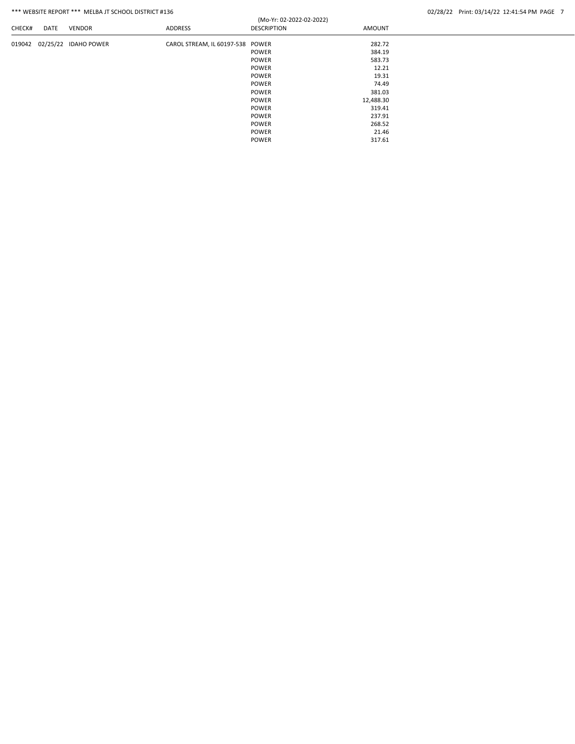| CHECK# | DATE | VENDOR | ADDRESS | DESCRIPTION | AMOUNT |
|---|---|---|---|---|---|
| 019042 | 02/25/22 | IDAHO POWER | CAROL STREAM, IL 60197-538 | POWER | 282.72 |
| | | | | POWER | 384.19 |
| | | | | POWER | 583.73 |
| | | | | POWER | 12.21 |
| | | | | POWER | 19.31 |
| | | | | POWER | 74.49 |
| | | | | POWER | 381.03 |
| | | | | POWER | 12,488.30 |
| | | | | POWER | 319.41 |
| | | | | POWER | 237.91 |
| | | | | POWER | 268.52 |
| | | | | POWER | 21.46 |
| | | | | POWER | 317.61 |